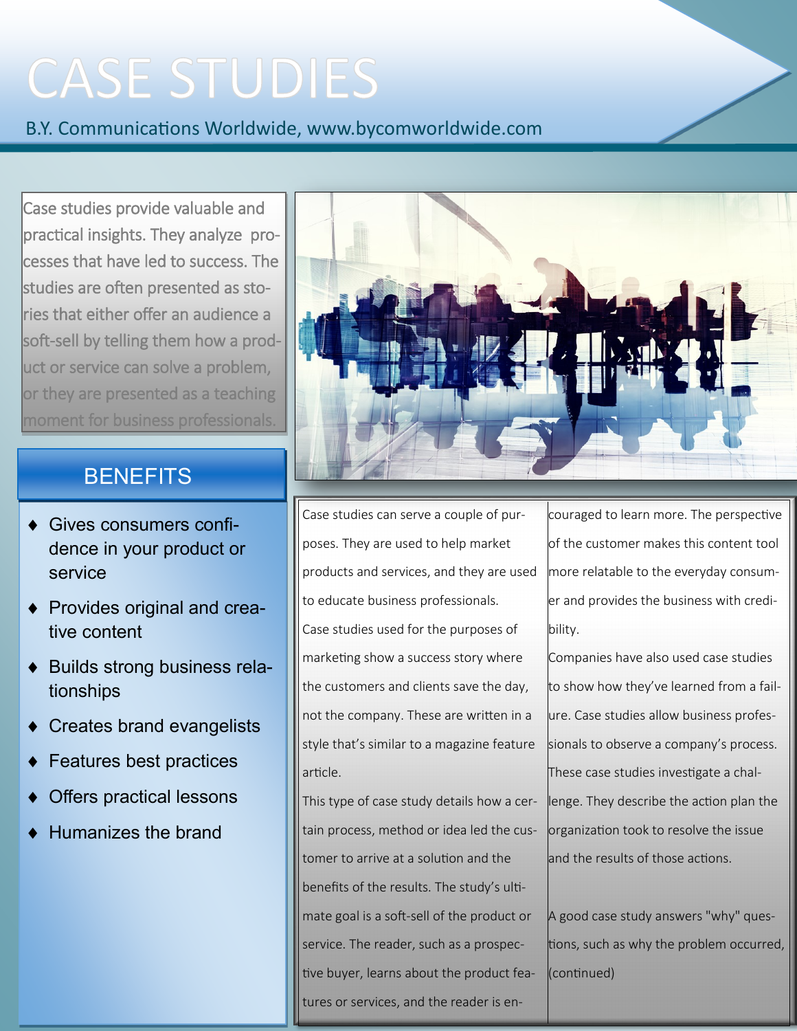# CASE STUDIES

B.Y. Communications Worldwide, www.bycomworldwide.com

Case studies provide valuable and practical insights. They analyze processes that have led to success. The studies are often presented as stories that either offer an audience a soft-sell by telling them how a product or service can solve a problem, or they are presented as a teaching moment for business professionals.

## BENEFITS

- Gives consumers confidence in your product or service
- Provides original and creative content
- Builds strong business relationships
- Creates brand evangelists
- Features best practices
- Offers practical lessons
- Humanizes the brand

Case studies can serve a couple of purposes. They are used to help market products and services, and they are used to educate business professionals.

Case studies used for the purposes of marketing show a success story where the customers and clients save the day, not the company. These are written in a style that's similar to a magazine feature article.

This type of case study details how a certain process, method or idea led the customer to arrive at a solution and the benefits of the results. The study's ultimate goal is a soft-sell of the product or service. The reader, such as a prospective buyer, learns about the product features or services, and the reader is encouraged to learn more. The perspective of the customer makes this content tool more relatable to the everyday consumer and provides the business with credibility.

Companies have also used case studies to show how they've learned from a failure. Case studies allow business professionals to observe a company's process. These case studies investigate a challenge. They describe the action plan the organization took to resolve the issue and the results of those actions.

A good case study answers "why" questions, such as why the problem occurred, (continued)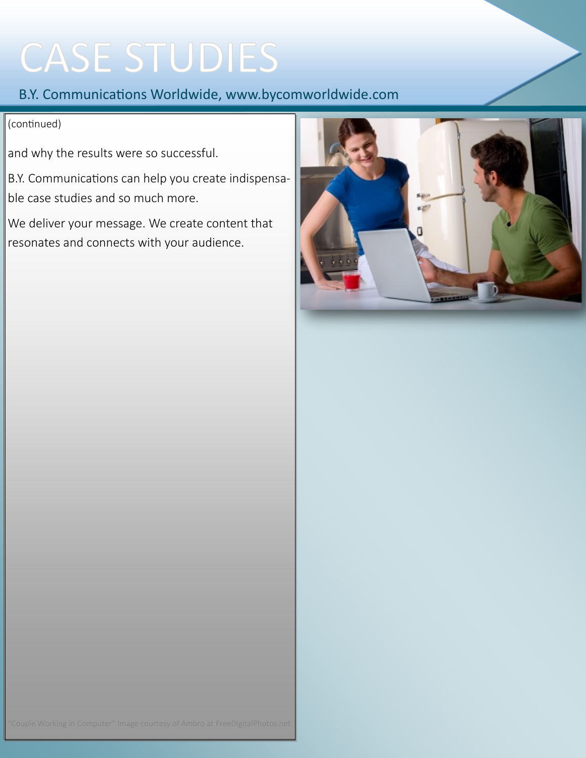# CASE STUDIES

B.Y. Communications Worldwide, www.bycomworldwide.com

(continued)

and why the results were so successful.

B.Y. Communications can help you create indispensable case studies and so much more.

We deliver your message. We create content that resonates and connects with your audience.

"Couple Working in Computer" Image courtesy of Ambro at FreeDigitalPhotos.net